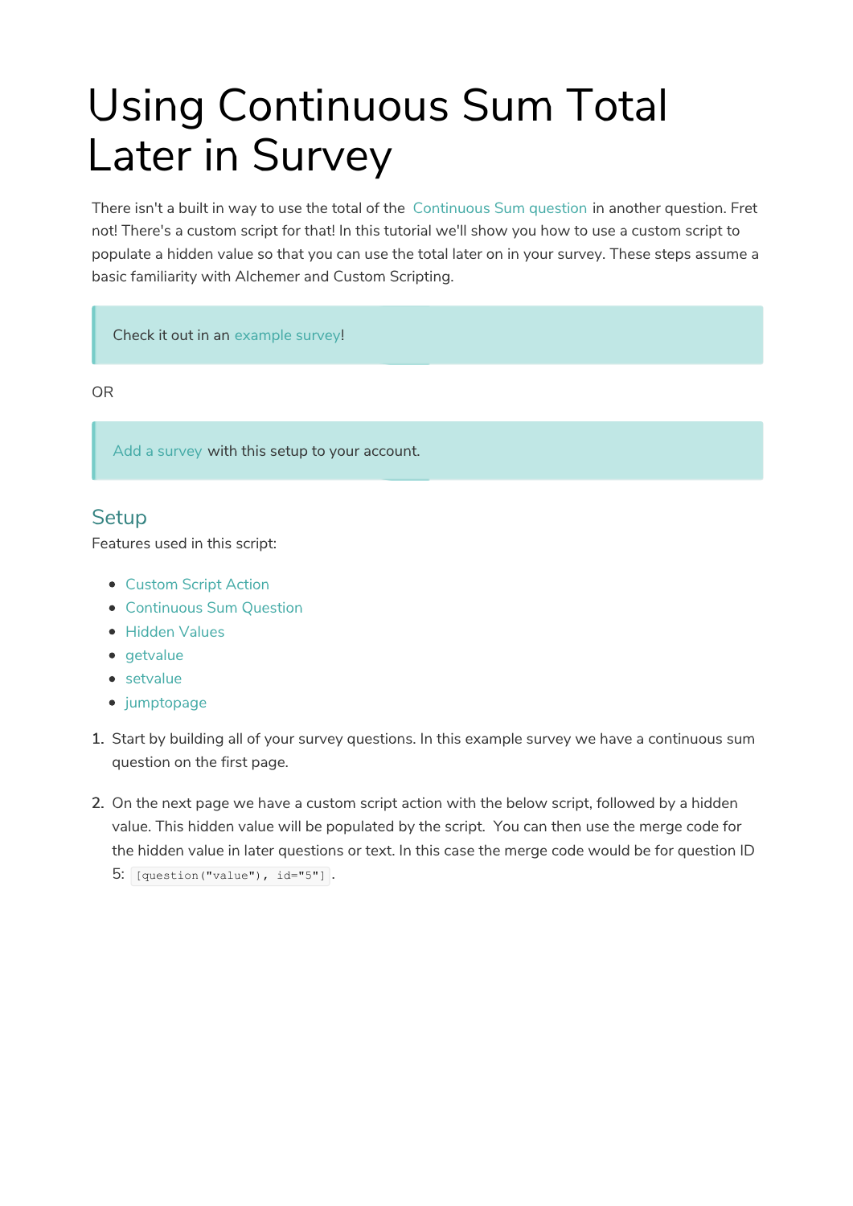# Using Continuous Sum Total Later in Survey

There isn't a built in way to use the total of the Continuous Sum question in another question. Fret not! There's a custom script for that! In this tutorial we'll show you how to use a custom script to populate a hidden value so that you can use the total later on in your survey. These steps assume a basic familiarity with Alchemer and Custom Scripting.

> Check it out in an example survey!

OR

> Add a survey with this setup to your account.

## Setup

Features used in this script:

- Custom Script Action
- Continuous Sum Question
- Hidden Values
- getvalue
- setvalue
- jumptopage

1. Start by building all of your survey questions. In this example survey we have a continuous sum question on the first page.

2. On the next page we have a custom script action with the below script, followed by a hidden value. This hidden value will be populated by the script. You can then use the merge code for the hidden value in later questions or text. In this case the merge code would be for question ID 5: `[question("value"), id="5"]`.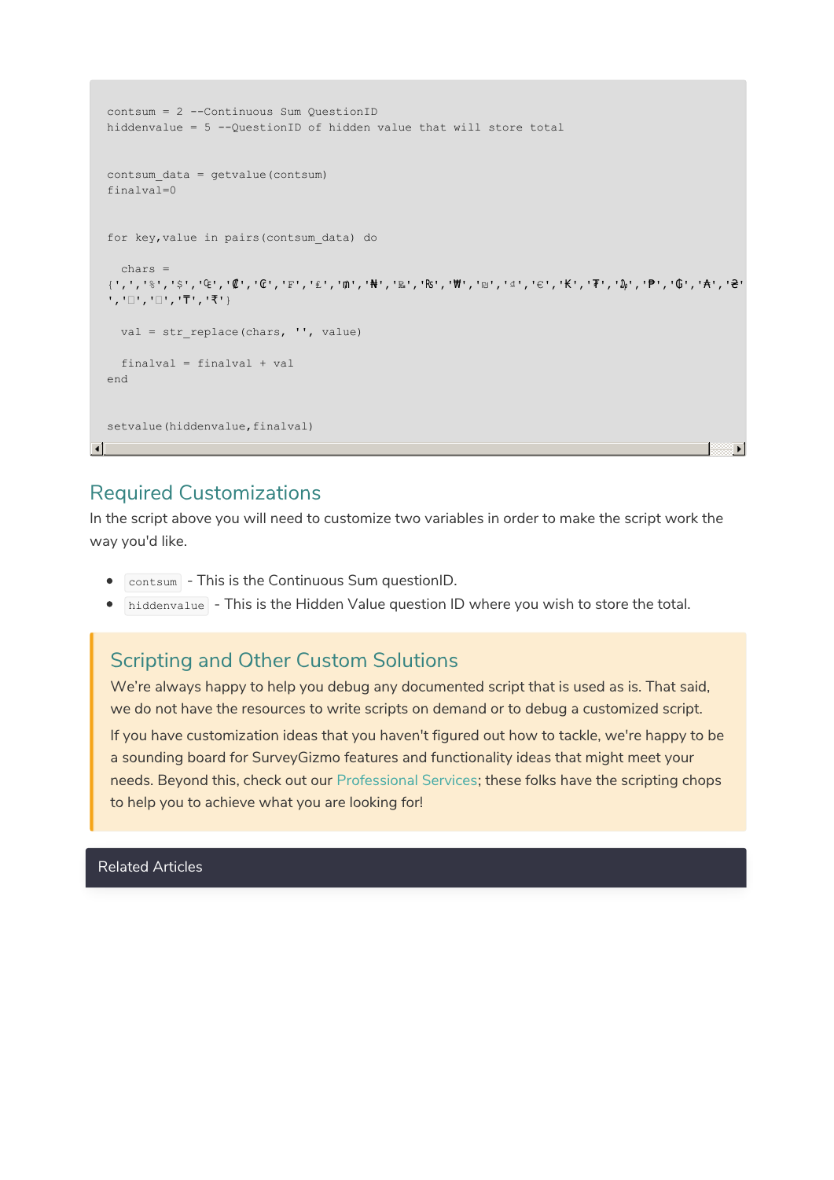```
contsum = 2 --Continuous Sum QuestionID
hiddenvalue = 5 --QuestionID of hidden value that will store total


contsum_data = getvalue(contsum)
finalval=0


for key,value in pairs(contsum_data) do

  chars =
{',','%','$','₠','₡','₢','₣','£','₥','₦','₧','₨','₩','₪','₫','€','₭','₮','₯','₱','₲','₳','₴'
','₵','₶','₸','₹'}

  val = str_replace(chars, '', value)

  finalval = finalval + val
end


setvalue(hiddenvalue,finalval)
```

## Required Customizations

In the script above you will need to customize two variables in order to make the script work the way you'd like.

- `contsum` - This is the Continuous Sum questionID.
- `hiddenvalue` - This is the Hidden Value question ID where you wish to store the total.

### Scripting and Other Custom Solutions

We're always happy to help you debug any documented script that is used as is. That said, we do not have the resources to write scripts on demand or to debug a customized script.

If you have customization ideas that you haven't figured out how to tackle, we're happy to be a sounding board for SurveyGizmo features and functionality ideas that might meet your needs. Beyond this, check out our Professional Services; these folks have the scripting chops to help you to achieve what you are looking for!

Related Articles